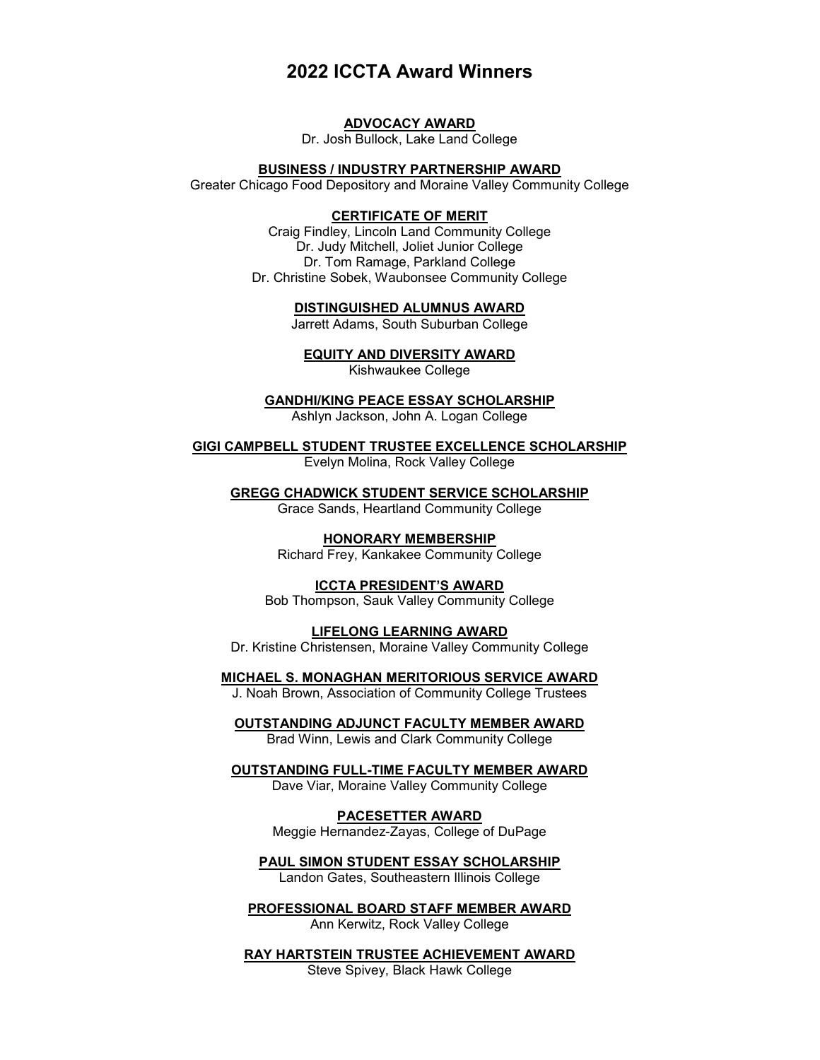# 2022 ICCTA Award Winners

**ADVOCACY AWARD**

Dr. Josh Bullock, Lake Land College

**BUSINESS / INDUSTRY PARTNERSHIP AWARD**

Greater Chicago Food Depository and Moraine Valley Community College

**CERTIFICATE OF MERIT**

Craig Findley, Lincoln Land Community College
Dr. Judy Mitchell, Joliet Junior College
Dr. Tom Ramage, Parkland College
Dr. Christine Sobek, Waubonsee Community College

**DISTINGUISHED ALUMNUS AWARD**

Jarrett Adams, South Suburban College

**EQUITY AND DIVERSITY AWARD**

Kishwaukee College

**GANDHI/KING PEACE ESSAY SCHOLARSHIP**

Ashlyn Jackson, John A. Logan College

**GIGI CAMPBELL STUDENT TRUSTEE EXCELLENCE SCHOLARSHIP**

Evelyn Molina, Rock Valley College

**GREGG CHADWICK STUDENT SERVICE SCHOLARSHIP**

Grace Sands, Heartland Community College

**HONORARY MEMBERSHIP**

Richard Frey, Kankakee Community College

**ICCTA PRESIDENT'S AWARD**

Bob Thompson, Sauk Valley Community College

**LIFELONG LEARNING AWARD**

Dr. Kristine Christensen, Moraine Valley Community College

**MICHAEL S. MONAGHAN MERITORIOUS SERVICE AWARD**

J. Noah Brown, Association of Community College Trustees

**OUTSTANDING ADJUNCT FACULTY MEMBER AWARD**

Brad Winn, Lewis and Clark Community College

**OUTSTANDING FULL-TIME FACULTY MEMBER AWARD**

Dave Viar, Moraine Valley Community College

**PACESETTER AWARD**

Meggie Hernandez-Zayas, College of DuPage

**PAUL SIMON STUDENT ESSAY SCHOLARSHIP**

Landon Gates, Southeastern Illinois College

**PROFESSIONAL BOARD STAFF MEMBER AWARD**

Ann Kerwitz, Rock Valley College

**RAY HARTSTEIN TRUSTEE ACHIEVEMENT AWARD**

Steve Spivey, Black Hawk College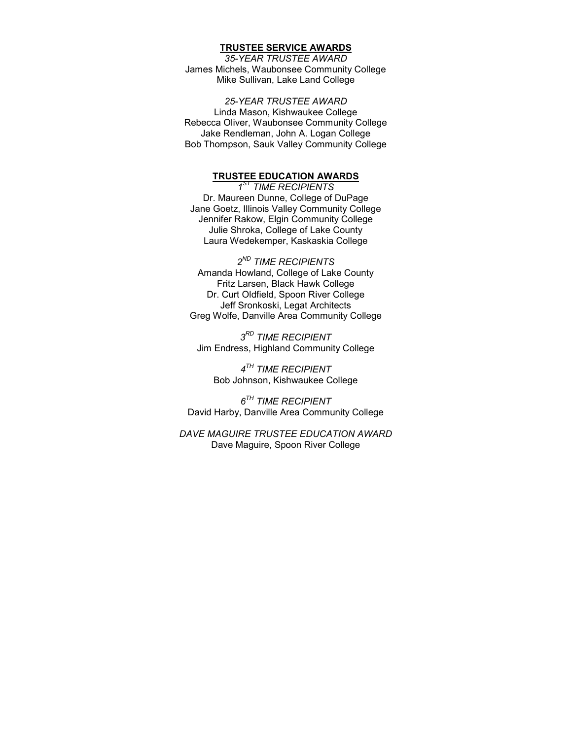## TRUSTEE SERVICE AWARDS

*35-YEAR TRUSTEE AWARD*

James Michels, Waubonsee Community College
Mike Sullivan, Lake Land College

*25-YEAR TRUSTEE AWARD*

Linda Mason, Kishwaukee College
Rebecca Oliver, Waubonsee Community College
Jake Rendleman, John A. Logan College
Bob Thompson, Sauk Valley Community College

## TRUSTEE EDUCATION AWARDS

*1ST TIME RECIPIENTS*

Dr. Maureen Dunne, College of DuPage
Jane Goetz, Illinois Valley Community College
Jennifer Rakow, Elgin Community College
Julie Shroka, College of Lake County
Laura Wedekemper, Kaskaskia College

*2ND TIME RECIPIENTS*

Amanda Howland, College of Lake County
Fritz Larsen, Black Hawk College
Dr. Curt Oldfield, Spoon River College
Jeff Sronkoski, Legat Architects
Greg Wolfe, Danville Area Community College

*3RD TIME RECIPIENT*

Jim Endress, Highland Community College

*4TH TIME RECIPIENT*

Bob Johnson, Kishwaukee College

*6TH TIME RECIPIENT*

David Harby, Danville Area Community College

*DAVE MAGUIRE TRUSTEE EDUCATION AWARD*

Dave Maguire, Spoon River College